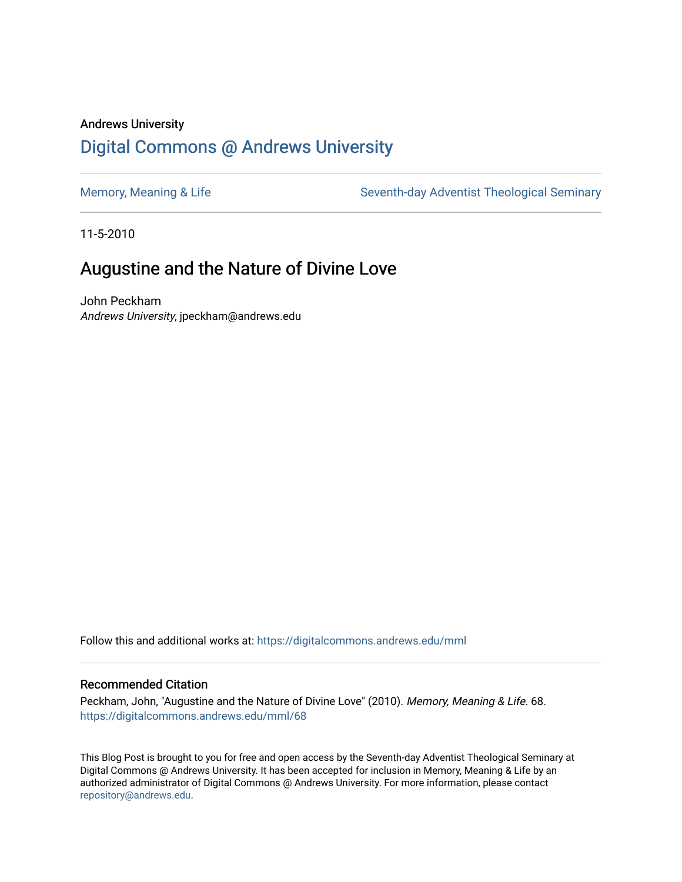Andrews University

# Digital Commons @ Andrews University

Memory, Meaning & Life

Seventh-day Adventist Theological Seminary

11-5-2010

## Augustine and the Nature of Divine Love

John Peckham
*Andrews University*, jpeckham@andrews.edu

Follow this and additional works at: https://digitalcommons.andrews.edu/mml

### Recommended Citation

Peckham, John, "Augustine and the Nature of Divine Love" (2010). *Memory, Meaning & Life.* 68.
https://digitalcommons.andrews.edu/mml/68

This Blog Post is brought to you for free and open access by the Seventh-day Adventist Theological Seminary at Digital Commons @ Andrews University. It has been accepted for inclusion in Memory, Meaning & Life by an authorized administrator of Digital Commons @ Andrews University. For more information, please contact repository@andrews.edu.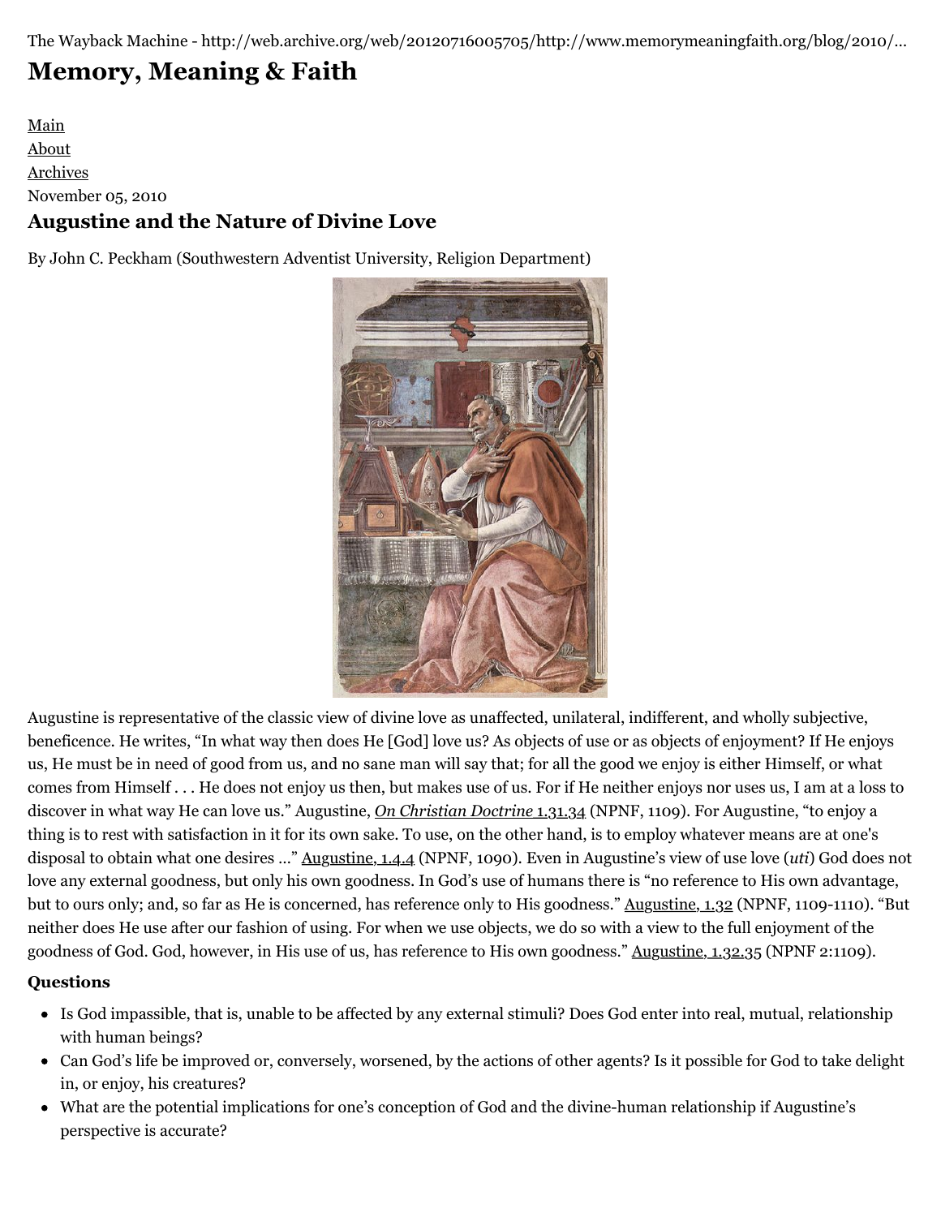The Wayback Machine - http://web.archive.org/web/20120716005705/http://www.memorymeaningfaith.org/blog/2010/...

# Memory, Meaning & Faith

Main
About
Archives

November 05, 2010

## Augustine and the Nature of Divine Love

By John C. Peckham (Southwestern Adventist University, Religion Department)

Augustine is representative of the classic view of divine love as unaffected, unilateral, indifferent, and wholly subjective, beneficence. He writes, "In what way then does He [God] love us? As objects of use or as objects of enjoyment? If He enjoys us, He must be in need of good from us, and no sane man will say that; for all the good we enjoy is either Himself, or what comes from Himself . . . He does not enjoy us then, but makes use of us. For if He neither enjoys nor uses us, I am at a loss to discover in what way He can love us." Augustine, *On Christian Doctrine* 1.31.34 (NPNF, 1109). For Augustine, "to enjoy a thing is to rest with satisfaction in it for its own sake. To use, on the other hand, is to employ whatever means are at one's disposal to obtain what one desires ..." Augustine, 1.4.4 (NPNF, 1090). Even in Augustine's view of use love (*uti*) God does not love any external goodness, but only his own goodness. In God's use of humans there is "no reference to His own advantage, but to ours only; and, so far as He is concerned, has reference only to His goodness." Augustine, 1.32 (NPNF, 1109-1110). "But neither does He use after our fashion of using. For when we use objects, we do so with a view to the full enjoyment of the goodness of God. God, however, in His use of us, has reference to His own goodness." Augustine, 1.32.35 (NPNF 2:1109).

**Questions**

- Is God impassible, that is, unable to be affected by any external stimuli? Does God enter into real, mutual, relationship with human beings?
- Can God's life be improved or, conversely, worsened, by the actions of other agents? Is it possible for God to take delight in, or enjoy, his creatures?
- What are the potential implications for one's conception of God and the divine-human relationship if Augustine's perspective is accurate?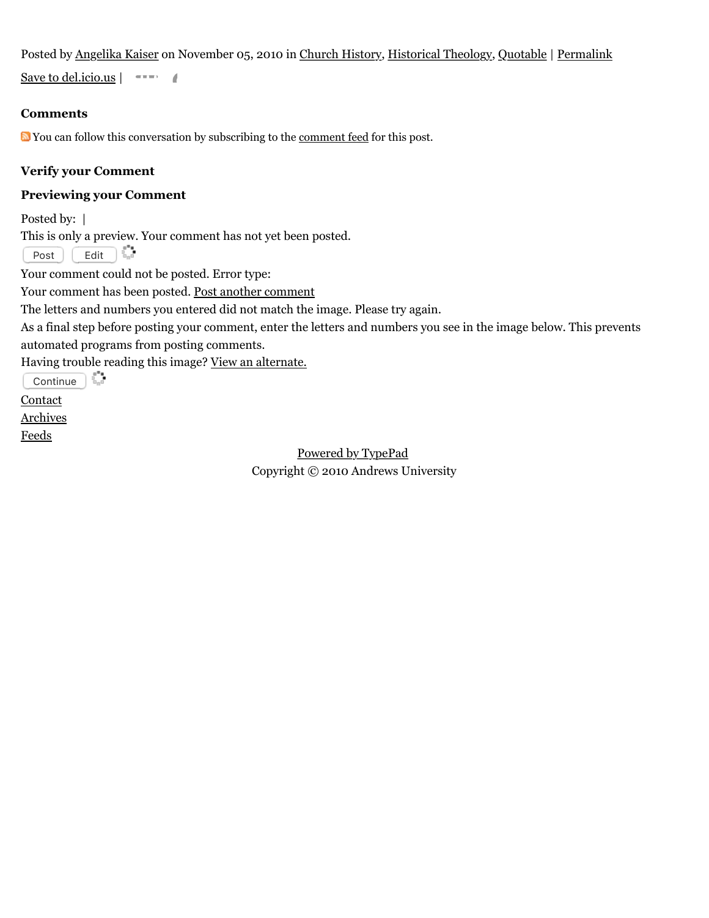Posted by Angelika Kaiser on November 05, 2010 in Church History, Historical Theology, Quotable | Permalink

Save to del.icio.us |

### Comments

You can follow this conversation by subscribing to the comment feed for this post.

### Verify your Comment

### Previewing your Comment

Posted by: |

This is only a preview. Your comment has not yet been posted.

Post Edit

Your comment could not be posted. Error type:

Your comment has been posted. Post another comment

The letters and numbers you entered did not match the image. Please try again.

As a final step before posting your comment, enter the letters and numbers you see in the image below. This prevents automated programs from posting comments.

Having trouble reading this image? View an alternate.

Continue

Contact

Archives

Feeds

Powered by TypePad

Copyright © 2010 Andrews University